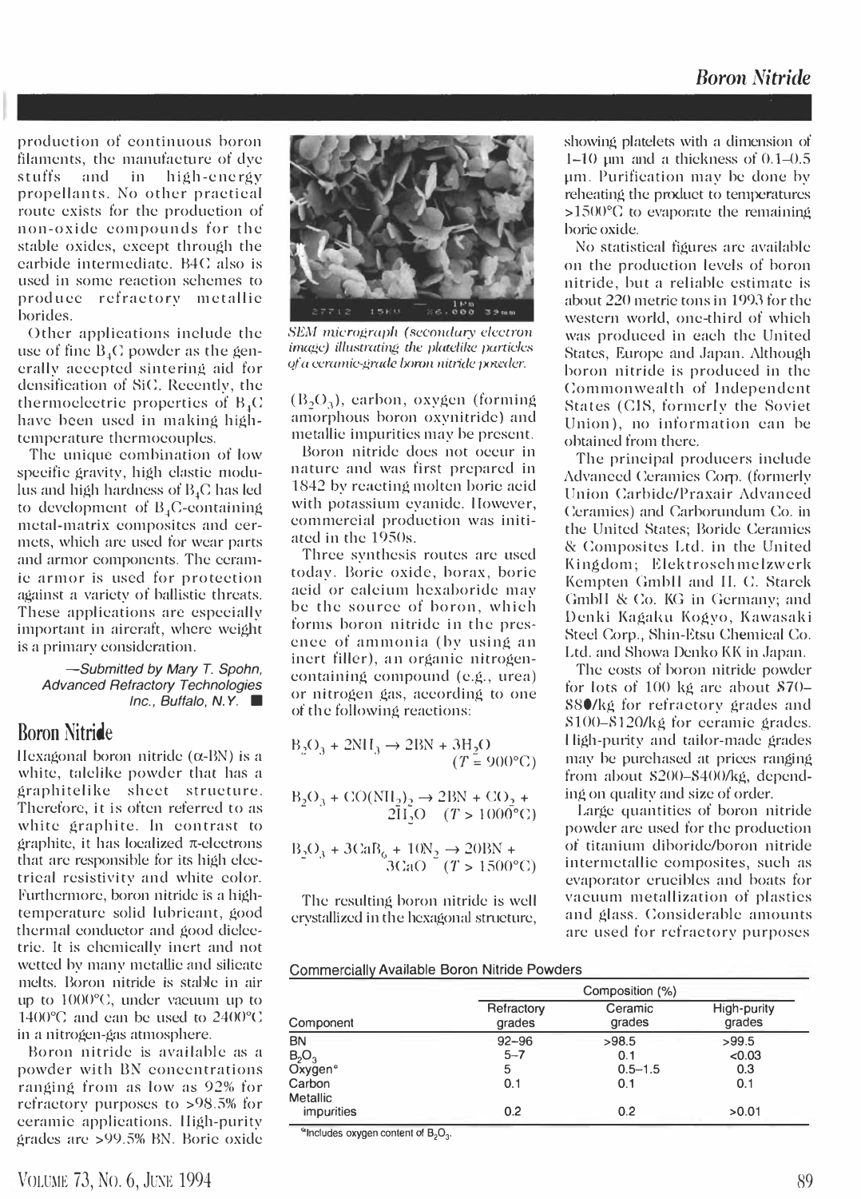production of continuous boron filaments, the manufacture of dye stuffs and in high-energy propellants. No other practical route exists for the production of non-oxide compounds for the stable oxides, except through the carbide intermediate. B4C also is used in some reaction schemes to produce refractory metallic borides.

Other applications include the use of fine $B_4C$ powder as the generally accepted sintering aid for densification of SiC. Recently, the thermoelectric properties of $B_4C$ have been used in making high-temperature thermocouples.

The unique combination of low specific gravity, high elastic modulus and high hardness of $B_4C$ has led to development of $B_4C$-containing metal-matrix composites and cermets, which are used for wear parts and armor components. The ceramic armor is used for protection against a variety of ballistic threats. These applications are especially important in aircraft, where weight is a primary consideration.

*—Submitted by Mary T. Spohn, Advanced Refractory Technologies Inc., Buffalo, N.Y.*

## Boron Nitride

Hexagonal boron nitride (α-BN) is a white, talclike powder that has a graphitelike sheet structure. Therefore, it is often referred to as white graphite. In contrast to graphite, it has localized π-electrons that are responsible for its high electrical resistivity and white color. Furthermore, boron nitride is a high-temperature solid lubricant, good thermal conductor and good dielectric. It is chemically inert and not wetted by many metallic and silicate melts. Boron nitride is stable in air up to 1000°C, under vacuum up to 1400°C and can be used to 2400°C in a nitrogen-gas atmosphere.

Boron nitride is available as a powder with BN concentrations ranging from as low as 92% for refractory purposes to >98.5% for ceramic applications. High-purity grades are >99.5% BN. Boric oxide ($B_2O_3$), carbon, oxygen (forming amorphous boron oxynitride) and metallic impurities may be present.

*SEM micrograph (secondary electron image) illustrating the platelike particles of a ceramic-grade boron nitride powder.*

Boron nitride does not occur in nature and was first prepared in 1842 by reacting molten boric acid with potassium cyanide. However, commercial production was initiated in the 1950s.

Three synthesis routes are used today. Boric oxide, borax, boric acid or calcium hexaboride may be the source of boron, which forms boron nitride in the presence of ammonia (by using an inert filler), an organic nitrogen-containing compound (e.g., urea) or nitrogen gas, according to one of the following reactions:

$$B_2O_3 + 2NH_3 \rightarrow 2BN + 3H_2O \quad (T = 900°C)$$

$$B_2O_3 + CO(NH_2)_2 \rightarrow 2BN + CO_2 + 2H_2O \quad (T > 1000°C)$$

$$B_2O_3 + 3CaB_6 + 10N_2 \rightarrow 20BN + 3CaO \quad (T > 1500°C)$$

The resulting boron nitride is well crystallized in the hexagonal structure, showing platelets with a dimension of 1–10 µm and a thickness of 0.1–0.5 µm. Purification may be done by reheating the product to temperatures >1500°C to evaporate the remaining boric oxide.

No statistical figures are available on the production levels of boron nitride, but a reliable estimate is about 220 metric tons in 1993 for the western world, one-third of which was produced in each the United States, Europe and Japan. Although boron nitride is produced in the Commonwealth of Independent States (CIS, formerly the Soviet Union), no information can be obtained from there.

The principal producers include Advanced Ceramics Corp. (formerly Union Carbide/Praxair Advanced Ceramics) and Carborundum Co. in the United States; Boride Ceramics & Composites Ltd. in the United Kingdom; Elektroschmelzwerk Kempten GmbH and H. C. Starck GmbH & Co. KG in Germany; and Denki Kagaku Kogyo, Kawasaki Steel Corp., Shin-Etsu Chemical Co. Ltd. and Showa Denko KK in Japan.

The costs of boron nitride powder for lots of 100 kg are about \$70–\$80/kg for refractory grades and \$100–\$120/kg for ceramic grades. High-purity and tailor-made grades may be purchased at prices ranging from about \$200–\$400/kg, depending on quality and size of order.

Large quantities of boron nitride powder are used for the production of titanium diboride/boron nitride intermetallic composites, such as evaporator crucibles and boats for vacuum metallization of plastics and glass. Considerable amounts are used for refractory purposes

**Commercially Available Boron Nitride Powders**

| Component | Composition (%) | | |
|---|---|---|---|
| | Refractory grades | Ceramic grades | High-purity grades |
| BN | 92–96 | >98.5 | >99.5 |
| $B_2O_3$ | 5–7 | 0.1 | <0.03 |
| Oxygen[a] | 5 | 0.5–1.5 | 0.3 |
| Carbon | 0.1 | 0.1 | 0.1 |
| Metallic impurities | 0.2 | 0.2 | >0.01 |

[a]Includes oxygen content of $B_2O_3$.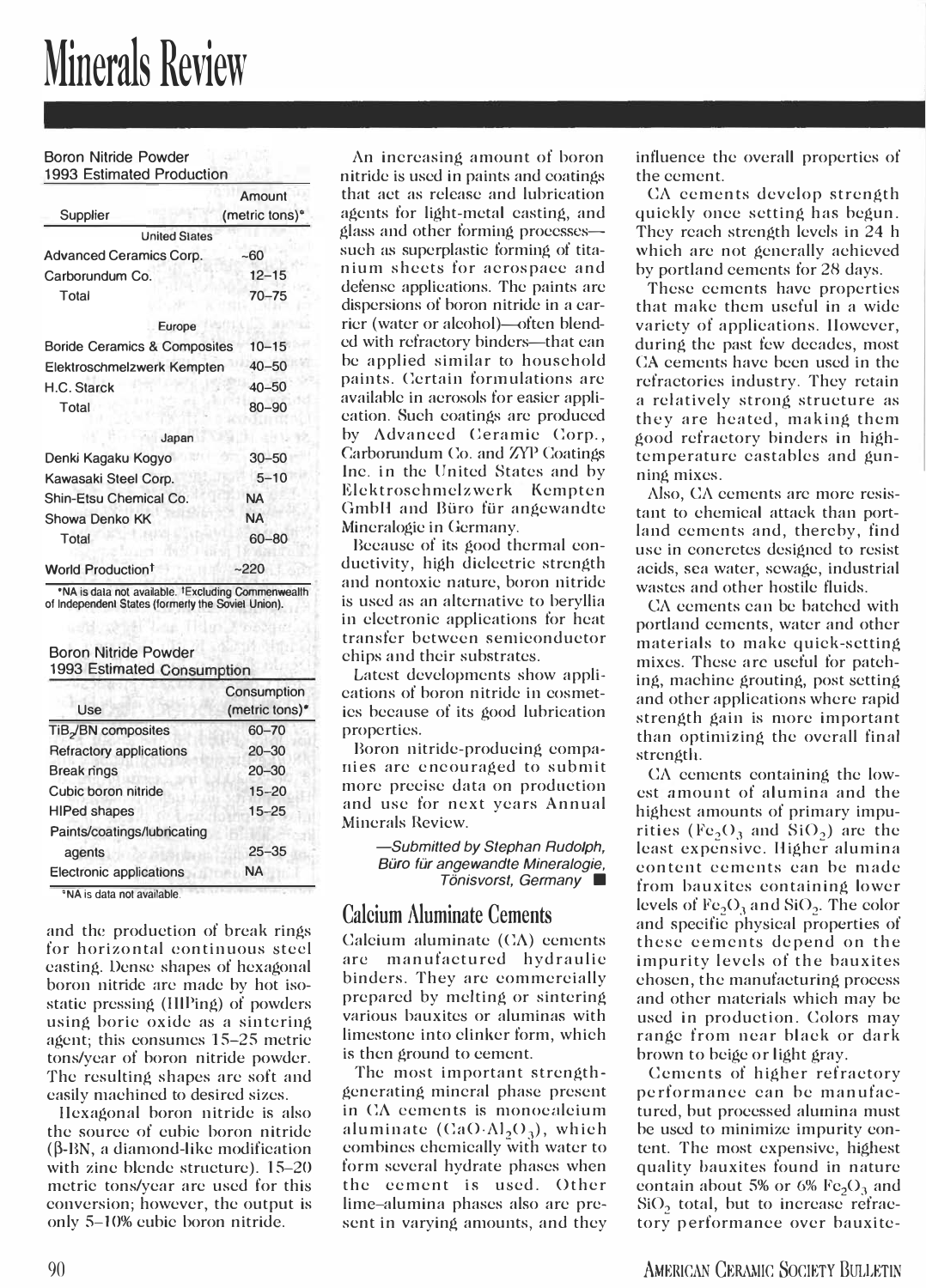# Minerals Review

**Boron Nitride Powder**
**1993 Estimated Production**

| Supplier | Amount (metric tons)* |
|---|---|
| **United States** | |
| Advanced Ceramics Corp. | ~60 |
| Carborundum Co. | 12–15 |
| Total | 70–75 |
| **Europe** | |
| Boride Ceramics & Composites | 10–15 |
| Elektroschmelzwerk Kempten | 40–50 |
| H.C. Starck | 40–50 |
| Total | 80–90 |
| **Japan** | |
| Denki Kagaku Kogyo | 30–50 |
| Kawasaki Steel Corp. | 5–10 |
| Shin-Etsu Chemical Co. | NA |
| Showa Denko KK | NA |
| Total | 60–80 |
| World Production† | ~220 |

*NA is data not available. †Excluding Commenwealth of Independent States (formerly the Soviet Union).

**Boron Nitride Powder**
**1993 Estimated Consumption**

| Use | Consumption (metric tons)* |
|---|---|
| $TiB_2$/BN composites | 60–70 |
| Refractory applications | 20–30 |
| Break rings | 20–30 |
| Cubic boron nitride | 15–20 |
| HIPed shapes | 15–25 |
| Paints/coatings/lubricating agents | 25–35 |
| Electronic applications | NA |

*NA is data not available.

and the production of break rings for horizontal continuous steel casting. Dense shapes of hexagonal boron nitride are made by hot isostatic pressing (HIPing) of powders using boric oxide as a sintering agent; this consumes 15–25 metric tons/year of boron nitride powder. The resulting shapes are soft and easily machined to desired sizes.

Hexagonal boron nitride is also the source of cubic boron nitride (β-BN, a diamond-like modification with zinc blende structure). 15–20 metric tons/year are used for this conversion; however, the output is only 5–10% cubic boron nitride.

An increasing amount of boron nitride is used in paints and coatings that act as release and lubrication agents for light-metal casting, and glass and other forming processes—such as superplastic forming of titanium sheets for aerospace and defense applications. The paints are dispersions of boron nitride in a carrier (water or alcohol)—often blended with refractory binders—that can be applied similar to household paints. Certain formulations are available in aerosols for easier application. Such coatings are produced by Advanced Ceramic Corp., Carborundum Co. and ZYP Coatings Inc. in the United States and by Elektroschmelzwerk Kempten GmbH and Büro für angewandte Mineralogie in Germany.

Because of its good thermal conductivity, high dielectric strength and nontoxic nature, boron nitride is used as an alternative to beryllia in electronic applications for heat transfer between semiconductor chips and their substrates.

Latest developments show applications of boron nitride in cosmetics because of its good lubrication properties.

Boron nitride-producing companies are encouraged to submit more precise data on production and use for next years Annual Minerals Review.

*—Submitted by Stephan Rudolph, Büro für angewandte Mineralogie, Tönisvorst, Germany* ■

## Calcium Aluminate Cements

Calcium aluminate (CA) cements are manufactured hydraulic binders. They are commercially prepared by melting or sintering various bauxites or aluminas with limestone into clinker form, which is then ground to cement.

The most important strength-generating mineral phase present in CA cements is monocalcium aluminate ($CaO \cdot Al_2O_3$), which combines chemically with water to form several hydrate phases when the cement is used. Other lime–alumina phases also are present in varying amounts, and they influence the overall properties of the cement.

CA cements develop strength quickly once setting has begun. They reach strength levels in 24 h which are not generally achieved by portland cements for 28 days.

These cements have properties that make them useful in a wide variety of applications. However, during the past few decades, most CA cements have been used in the refractories industry. They retain a relatively strong structure as they are heated, making them good refractory binders in high-temperature castables and gunning mixes.

Also, CA cements are more resistant to chemical attack than portland cements and, thereby, find use in concretes designed to resist acids, sea water, sewage, industrial wastes and other hostile fluids.

CA cements can be batched with portland cements, water and other materials to make quick-setting mixes. These are useful for patching, machine grouting, post setting and other applications where rapid strength gain is more important than optimizing the overall final strength.

CA cements containing the lowest amount of alumina and the highest amounts of primary impurities ($Fe_2O_3$ and $SiO_2$) are the least expensive. Higher alumina content cements can be made from bauxites containing lower levels of $Fe_2O_3$ and $SiO_2$. The color and specific physical properties of these cements depend on the impurity levels of the bauxites chosen, the manufacturing process and other materials which may be used in production. Colors may range from near black or dark brown to beige or light gray.

Cements of higher refractory performance can be manufactured, but processed alumina must be used to minimize impurity content. The most expensive, highest quality bauxites found in nature contain about 5% or 6% $Fe_2O_3$ and $SiO_2$ total, but to increase refractory performance over bauxite-